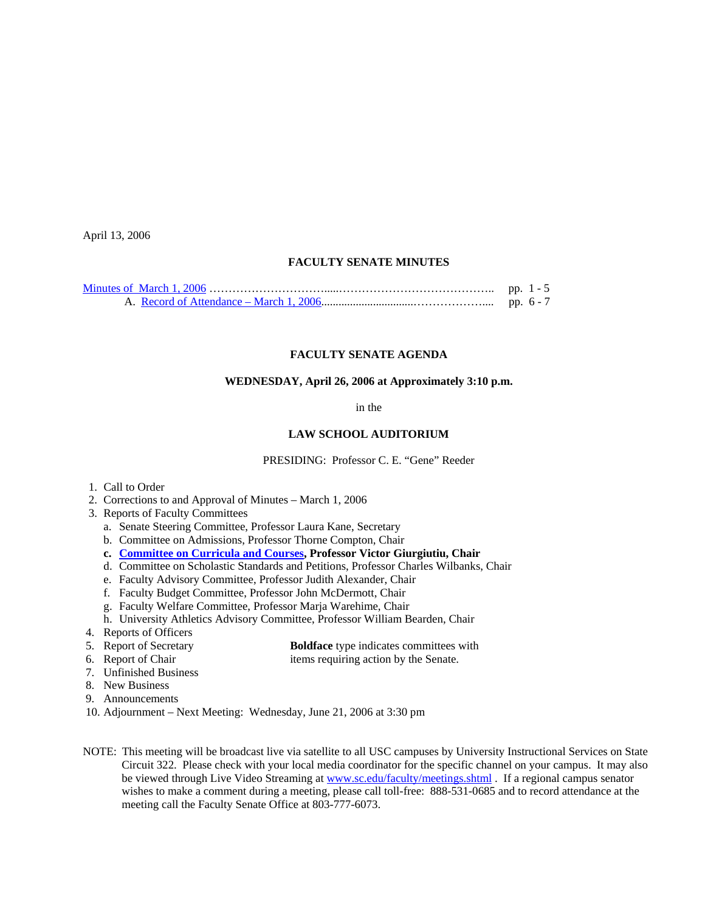April 13, 2006

**FACULTY SENATE MINUTES**

Minutes of March 1, 2006 ………………………….....………………………………….. pp. 1 - 5
A. Record of Attendance – March 1, 2006...............................………………..... pp. 6 - 7

**FACULTY SENATE AGENDA**

**WEDNESDAY, April 26, 2006 at Approximately 3:10 p.m.**

in the

**LAW SCHOOL AUDITORIUM**

PRESIDING: Professor C. E. "Gene" Reeder

1. Call to Order
2. Corrections to and Approval of Minutes – March 1, 2006
3. Reports of Faculty Committees
   a. Senate Steering Committee, Professor Laura Kane, Secretary
   b. Committee on Admissions, Professor Thorne Compton, Chair
   **c. Committee on Curricula and Courses, Professor Victor Giurgiutiu, Chair**
   d. Committee on Scholastic Standards and Petitions, Professor Charles Wilbanks, Chair
   e. Faculty Advisory Committee, Professor Judith Alexander, Chair
   f. Faculty Budget Committee, Professor John McDermott, Chair
   g. Faculty Welfare Committee, Professor Marja Warehime, Chair
   h. University Athletics Advisory Committee, Professor William Bearden, Chair
4. Reports of Officers
5. Report of Secretary
6. Report of Chair
7. Unfinished Business
8. New Business
9. Announcements
10. Adjournment – Next Meeting: Wednesday, June 21, 2006 at 3:30 pm

**Boldface** type indicates committees with items requiring action by the Senate.

NOTE: This meeting will be broadcast live via satellite to all USC campuses by University Instructional Services on State Circuit 322. Please check with your local media coordinator for the specific channel on your campus. It may also be viewed through Live Video Streaming at www.sc.edu/faculty/meetings.shtml . If a regional campus senator wishes to make a comment during a meeting, please call toll-free: 888-531-0685 and to record attendance at the meeting call the Faculty Senate Office at 803-777-6073.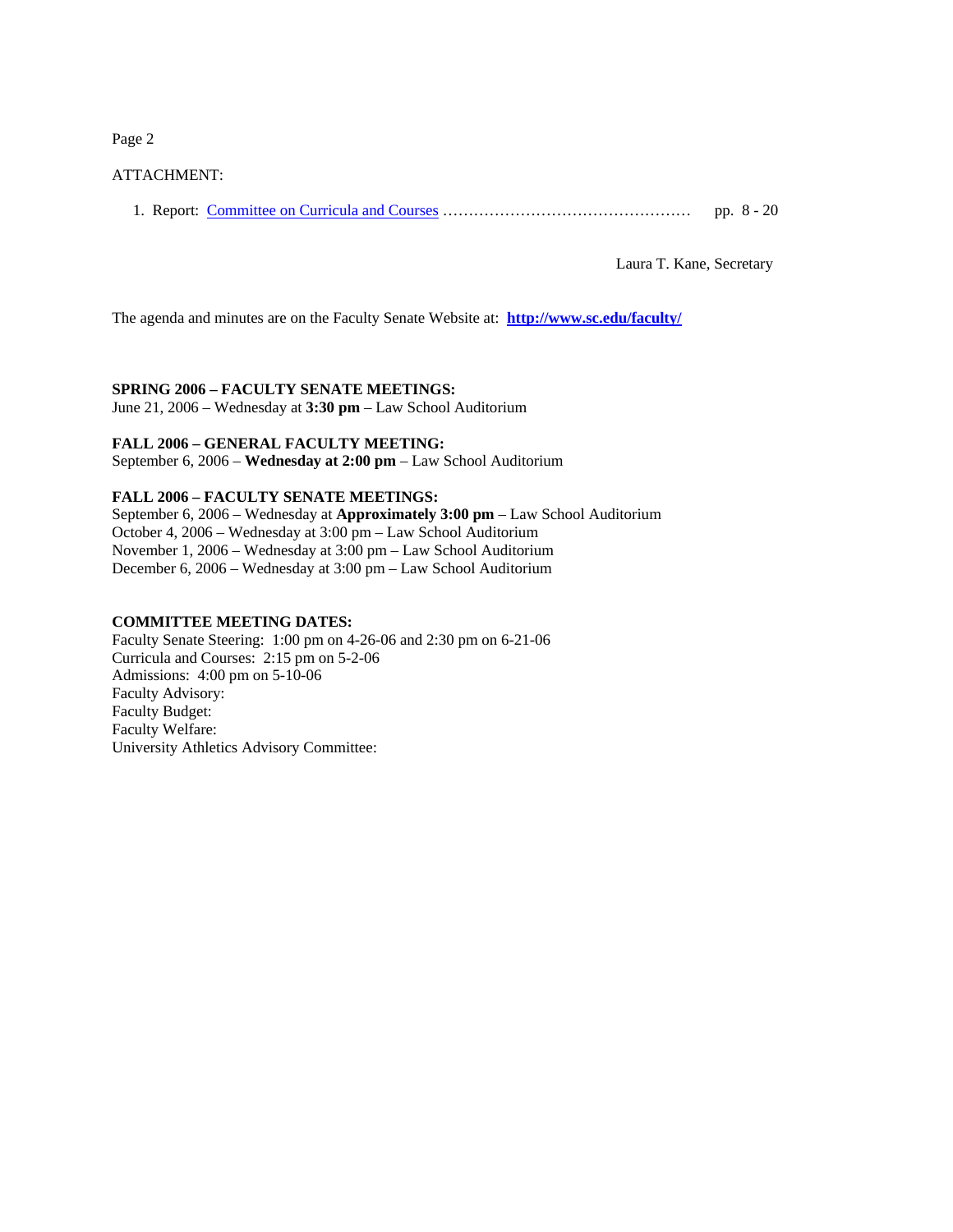ATTACHMENT:

1. Report: Committee on Curricula and Courses ………………………………………… pp. 8 - 20

Laura T. Kane, Secretary

The agenda and minutes are on the Faculty Senate Website at: **http://www.sc.edu/faculty/**

**SPRING 2006 – FACULTY SENATE MEETINGS:**
June 21, 2006 – Wednesday at **3:30 pm** – Law School Auditorium

**FALL 2006 – GENERAL FACULTY MEETING:**
September 6, 2006 – **Wednesday at 2:00 pm** – Law School Auditorium

**FALL 2006 – FACULTY SENATE MEETINGS:**
September 6, 2006 – Wednesday at **Approximately 3:00 pm** – Law School Auditorium
October 4, 2006 – Wednesday at 3:00 pm – Law School Auditorium
November 1, 2006 – Wednesday at 3:00 pm – Law School Auditorium
December 6, 2006 – Wednesday at 3:00 pm – Law School Auditorium

**COMMITTEE MEETING DATES:**
Faculty Senate Steering: 1:00 pm on 4-26-06 and 2:30 pm on 6-21-06
Curricula and Courses: 2:15 pm on 5-2-06
Admissions: 4:00 pm on 5-10-06
Faculty Advisory:
Faculty Budget:
Faculty Welfare:
University Athletics Advisory Committee: